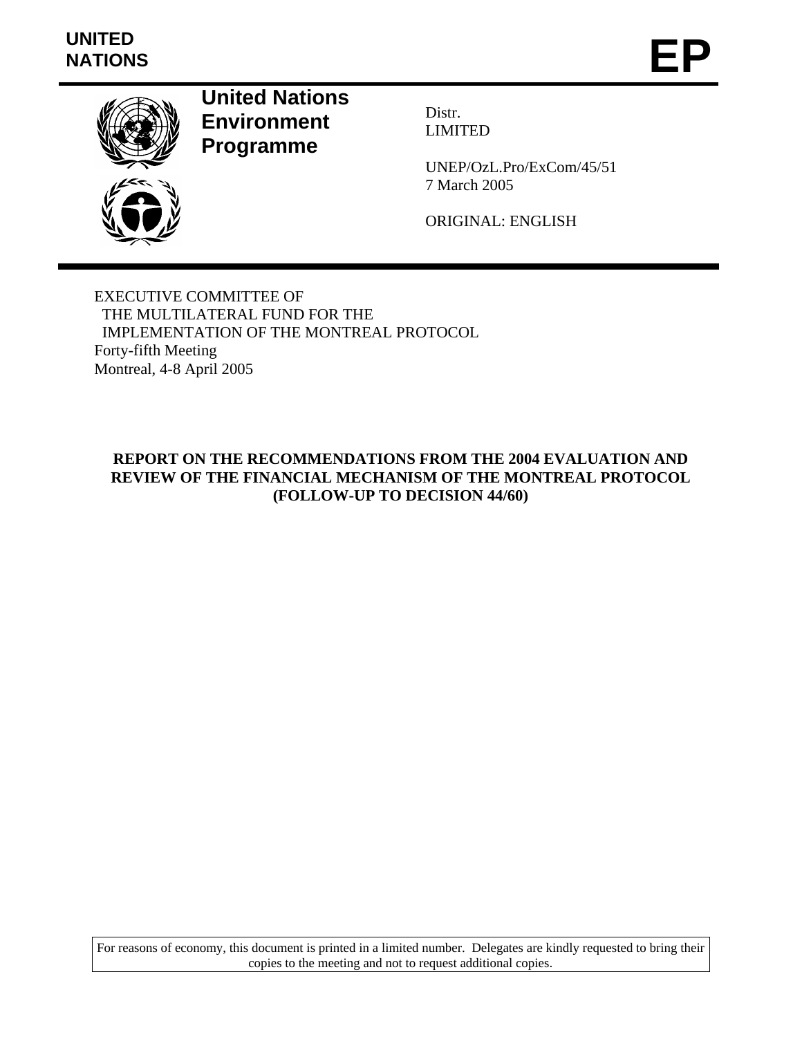UNITED NATIONS

# EP

**United Nations Environment Programme**

Distr.
LIMITED

UNEP/OzL.Pro/ExCom/45/51
7 March 2005

ORIGINAL: ENGLISH

EXECUTIVE COMMITTEE OF
THE MULTILATERAL FUND FOR THE
IMPLEMENTATION OF THE MONTREAL PROTOCOL
Forty-fifth Meeting
Montreal, 4-8 April 2005

## REPORT ON THE RECOMMENDATIONS FROM THE 2004 EVALUATION AND REVIEW OF THE FINANCIAL MECHANISM OF THE MONTREAL PROTOCOL (FOLLOW-UP TO DECISION 44/60)

For reasons of economy, this document is printed in a limited number. Delegates are kindly requested to bring their copies to the meeting and not to request additional copies.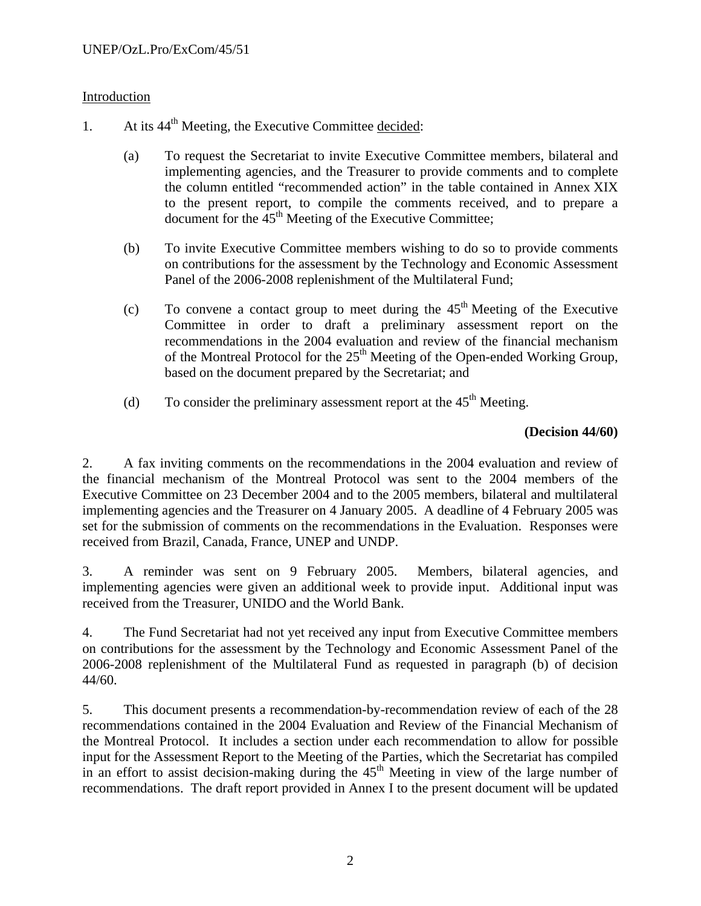Introduction

1. At its 44th Meeting, the Executive Committee decided:

   (a) To request the Secretariat to invite Executive Committee members, bilateral and implementing agencies, and the Treasurer to provide comments and to complete the column entitled "recommended action" in the table contained in Annex XIX to the present report, to compile the comments received, and to prepare a document for the 45th Meeting of the Executive Committee;

   (b) To invite Executive Committee members wishing to do so to provide comments on contributions for the assessment by the Technology and Economic Assessment Panel of the 2006-2008 replenishment of the Multilateral Fund;

   (c) To convene a contact group to meet during the 45th Meeting of the Executive Committee in order to draft a preliminary assessment report on the recommendations in the 2004 evaluation and review of the financial mechanism of the Montreal Protocol for the 25th Meeting of the Open-ended Working Group, based on the document prepared by the Secretariat; and

   (d) To consider the preliminary assessment report at the 45th Meeting.

**(Decision 44/60)**

2. A fax inviting comments on the recommendations in the 2004 evaluation and review of the financial mechanism of the Montreal Protocol was sent to the 2004 members of the Executive Committee on 23 December 2004 and to the 2005 members, bilateral and multilateral implementing agencies and the Treasurer on 4 January 2005. A deadline of 4 February 2005 was set for the submission of comments on the recommendations in the Evaluation. Responses were received from Brazil, Canada, France, UNEP and UNDP.

3. A reminder was sent on 9 February 2005. Members, bilateral agencies, and implementing agencies were given an additional week to provide input. Additional input was received from the Treasurer, UNIDO and the World Bank.

4. The Fund Secretariat had not yet received any input from Executive Committee members on contributions for the assessment by the Technology and Economic Assessment Panel of the 2006-2008 replenishment of the Multilateral Fund as requested in paragraph (b) of decision 44/60.

5. This document presents a recommendation-by-recommendation review of each of the 28 recommendations contained in the 2004 Evaluation and Review of the Financial Mechanism of the Montreal Protocol. It includes a section under each recommendation to allow for possible input for the Assessment Report to the Meeting of the Parties, which the Secretariat has compiled in an effort to assist decision-making during the 45th Meeting in view of the large number of recommendations. The draft report provided in Annex I to the present document will be updated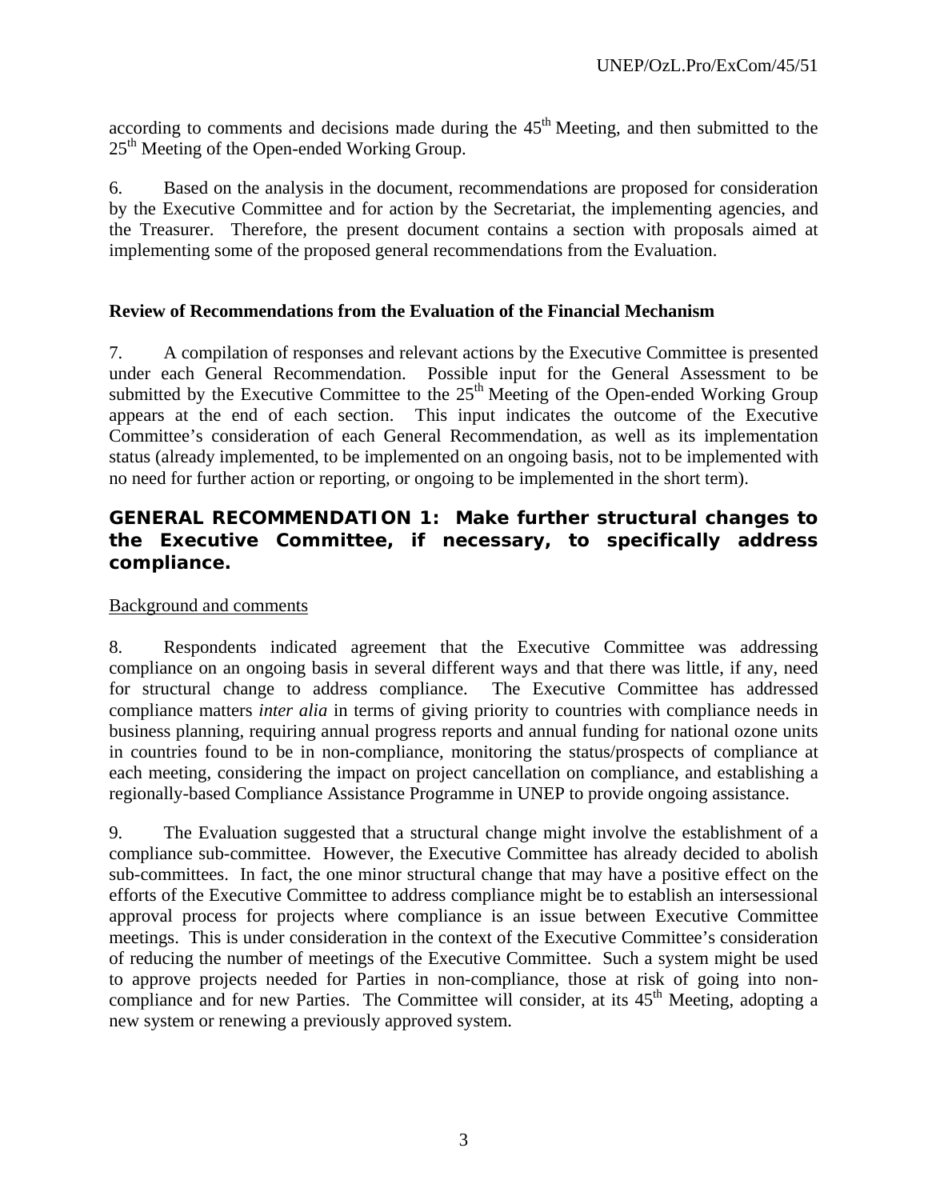according to comments and decisions made during the 45th Meeting, and then submitted to the 25th Meeting of the Open-ended Working Group.

6. Based on the analysis in the document, recommendations are proposed for consideration by the Executive Committee and for action by the Secretariat, the implementing agencies, and the Treasurer. Therefore, the present document contains a section with proposals aimed at implementing some of the proposed general recommendations from the Evaluation.

**Review of Recommendations from the Evaluation of the Financial Mechanism**

7. A compilation of responses and relevant actions by the Executive Committee is presented under each General Recommendation. Possible input for the General Assessment to be submitted by the Executive Committee to the 25th Meeting of the Open-ended Working Group appears at the end of each section. This input indicates the outcome of the Executive Committee's consideration of each General Recommendation, as well as its implementation status (already implemented, to be implemented on an ongoing basis, not to be implemented with no need for further action or reporting, or ongoing to be implemented in the short term).

## GENERAL RECOMMENDATION 1: Make further structural changes to the Executive Committee, if necessary, to specifically address compliance.

Background and comments

8. Respondents indicated agreement that the Executive Committee was addressing compliance on an ongoing basis in several different ways and that there was little, if any, need for structural change to address compliance. The Executive Committee has addressed compliance matters *inter alia* in terms of giving priority to countries with compliance needs in business planning, requiring annual progress reports and annual funding for national ozone units in countries found to be in non-compliance, monitoring the status/prospects of compliance at each meeting, considering the impact on project cancellation on compliance, and establishing a regionally-based Compliance Assistance Programme in UNEP to provide ongoing assistance.

9. The Evaluation suggested that a structural change might involve the establishment of a compliance sub-committee. However, the Executive Committee has already decided to abolish sub-committees. In fact, the one minor structural change that may have a positive effect on the efforts of the Executive Committee to address compliance might be to establish an intersessional approval process for projects where compliance is an issue between Executive Committee meetings. This is under consideration in the context of the Executive Committee's consideration of reducing the number of meetings of the Executive Committee. Such a system might be used to approve projects needed for Parties in non-compliance, those at risk of going into non-compliance and for new Parties. The Committee will consider, at its 45th Meeting, adopting a new system or renewing a previously approved system.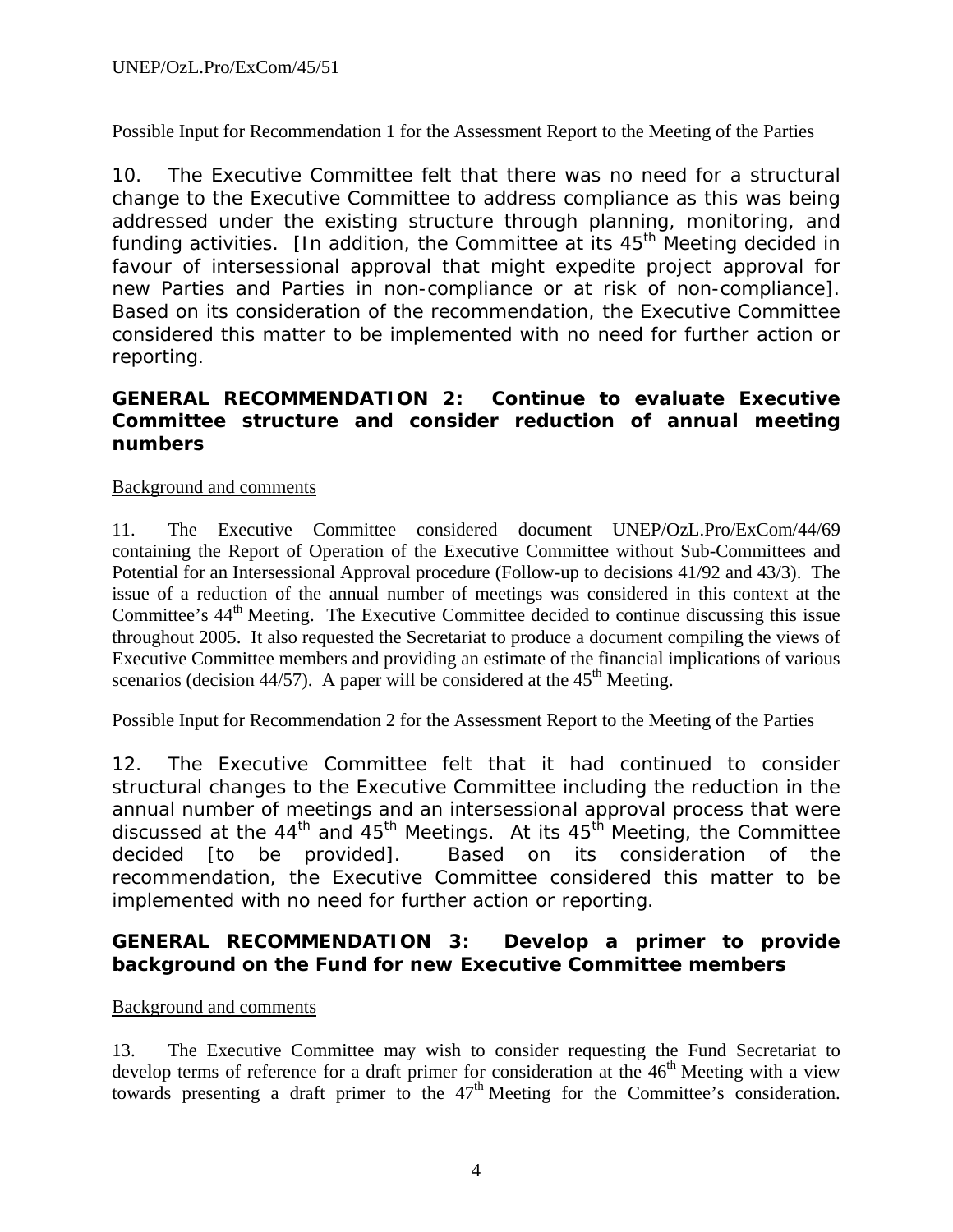Possible Input for Recommendation 1 for the Assessment Report to the Meeting of the Parties

10. The Executive Committee felt that there was no need for a structural change to the Executive Committee to address compliance as this was being addressed under the existing structure through planning, monitoring, and funding activities. [In addition, the Committee at its 45th Meeting decided in favour of intersessional approval that might expedite project approval for new Parties and Parties in non-compliance or at risk of non-compliance]. Based on its consideration of the recommendation, the Executive Committee considered this matter to be implemented with no need for further action or reporting.

**GENERAL RECOMMENDATION 2: Continue to evaluate Executive Committee structure and consider reduction of annual meeting numbers**

Background and comments

11. The Executive Committee considered document UNEP/OzL.Pro/ExCom/44/69 containing the Report of Operation of the Executive Committee without Sub-Committees and Potential for an Intersessional Approval procedure (Follow-up to decisions 41/92 and 43/3). The issue of a reduction of the annual number of meetings was considered in this context at the Committee's 44th Meeting. The Executive Committee decided to continue discussing this issue throughout 2005. It also requested the Secretariat to produce a document compiling the views of Executive Committee members and providing an estimate of the financial implications of various scenarios (decision 44/57). A paper will be considered at the 45th Meeting.

Possible Input for Recommendation 2 for the Assessment Report to the Meeting of the Parties

12. The Executive Committee felt that it had continued to consider structural changes to the Executive Committee including the reduction in the annual number of meetings and an intersessional approval process that were discussed at the 44th and 45th Meetings. At its 45th Meeting, the Committee decided [to be provided]. Based on its consideration of the recommendation, the Executive Committee considered this matter to be implemented with no need for further action or reporting.

**GENERAL RECOMMENDATION 3: Develop a primer to provide background on the Fund for new Executive Committee members**

Background and comments

13. The Executive Committee may wish to consider requesting the Fund Secretariat to develop terms of reference for a draft primer for consideration at the 46th Meeting with a view towards presenting a draft primer to the 47th Meeting for the Committee's consideration.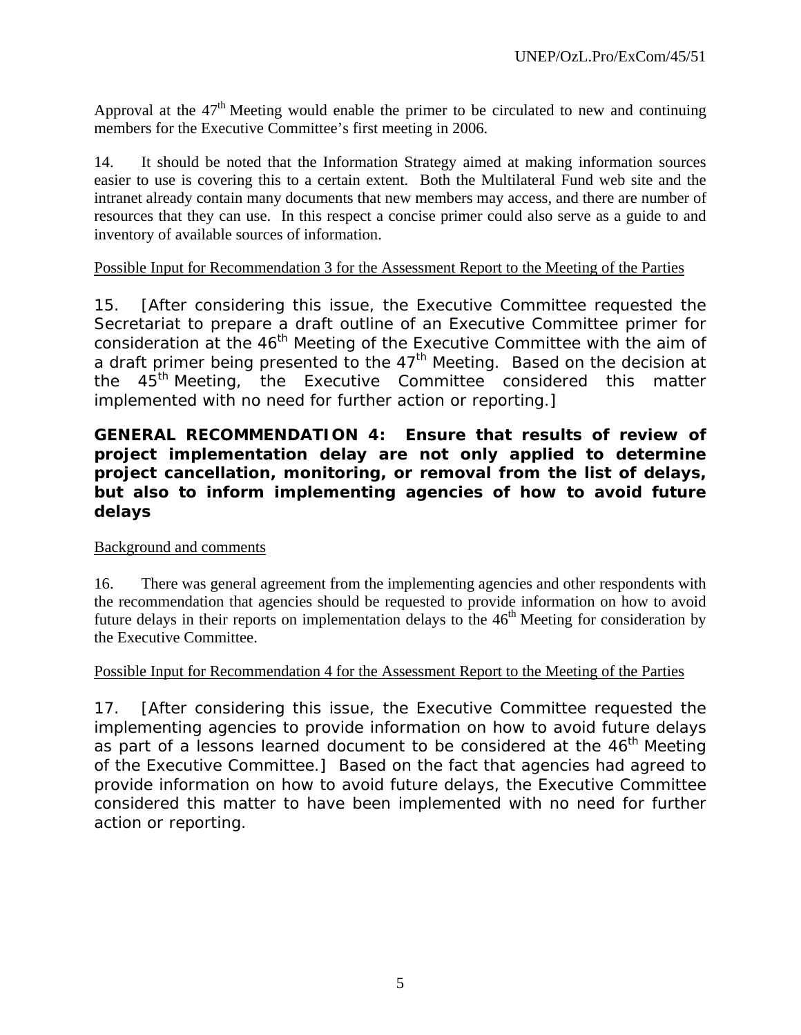Approval at the 47th Meeting would enable the primer to be circulated to new and continuing members for the Executive Committee's first meeting in 2006.

14. It should be noted that the Information Strategy aimed at making information sources easier to use is covering this to a certain extent. Both the Multilateral Fund web site and the intranet already contain many documents that new members may access, and there are number of resources that they can use. In this respect a concise primer could also serve as a guide to and inventory of available sources of information.

Possible Input for Recommendation 3 for the Assessment Report to the Meeting of the Parties

15. [After considering this issue, the Executive Committee requested the Secretariat to prepare a draft outline of an Executive Committee primer for consideration at the 46th Meeting of the Executive Committee with the aim of a draft primer being presented to the 47th Meeting. Based on the decision at the 45th Meeting, the Executive Committee considered this matter implemented with no need for further action or reporting.]

**GENERAL RECOMMENDATION 4: Ensure that results of review of project implementation delay are not only applied to determine project cancellation, monitoring, or removal from the list of delays, but also to inform implementing agencies of how to avoid future delays**

Background and comments

16. There was general agreement from the implementing agencies and other respondents with the recommendation that agencies should be requested to provide information on how to avoid future delays in their reports on implementation delays to the 46th Meeting for consideration by the Executive Committee.

Possible Input for Recommendation 4 for the Assessment Report to the Meeting of the Parties

17. [After considering this issue, the Executive Committee requested the implementing agencies to provide information on how to avoid future delays as part of a lessons learned document to be considered at the 46th Meeting of the Executive Committee.] Based on the fact that agencies had agreed to provide information on how to avoid future delays, the Executive Committee considered this matter to have been implemented with no need for further action or reporting.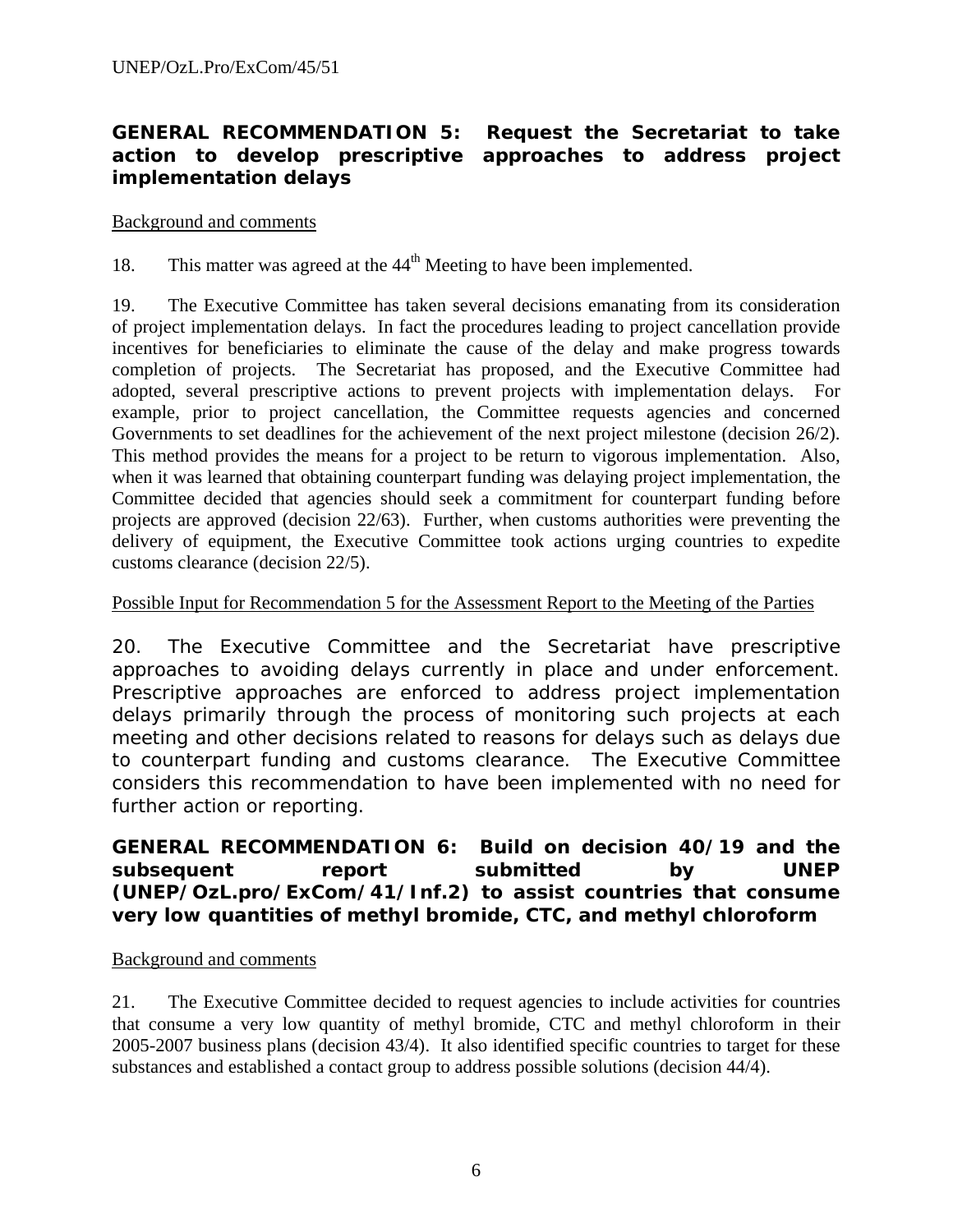## GENERAL RECOMMENDATION 5: Request the Secretariat to take action to develop prescriptive approaches to address project implementation delays

Background and comments

18. This matter was agreed at the 44th Meeting to have been implemented.

19. The Executive Committee has taken several decisions emanating from its consideration of project implementation delays. In fact the procedures leading to project cancellation provide incentives for beneficiaries to eliminate the cause of the delay and make progress towards completion of projects. The Secretariat has proposed, and the Executive Committee had adopted, several prescriptive actions to prevent projects with implementation delays. For example, prior to project cancellation, the Committee requests agencies and concerned Governments to set deadlines for the achievement of the next project milestone (decision 26/2). This method provides the means for a project to be return to vigorous implementation. Also, when it was learned that obtaining counterpart funding was delaying project implementation, the Committee decided that agencies should seek a commitment for counterpart funding before projects are approved (decision 22/63). Further, when customs authorities were preventing the delivery of equipment, the Executive Committee took actions urging countries to expedite customs clearance (decision 22/5).

Possible Input for Recommendation 5 for the Assessment Report to the Meeting of the Parties

20. The Executive Committee and the Secretariat have prescriptive approaches to avoiding delays currently in place and under enforcement. Prescriptive approaches are enforced to address project implementation delays primarily through the process of monitoring such projects at each meeting and other decisions related to reasons for delays such as delays due to counterpart funding and customs clearance. The Executive Committee considers this recommendation to have been implemented with no need for further action or reporting.

## GENERAL RECOMMENDATION 6: Build on decision 40/19 and the subsequent report submitted by UNEP (UNEP/OzL.pro/ExCom/41/Inf.2) to assist countries that consume very low quantities of methyl bromide, CTC, and methyl chloroform

Background and comments

21. The Executive Committee decided to request agencies to include activities for countries that consume a very low quantity of methyl bromide, CTC and methyl chloroform in their 2005-2007 business plans (decision 43/4). It also identified specific countries to target for these substances and established a contact group to address possible solutions (decision 44/4).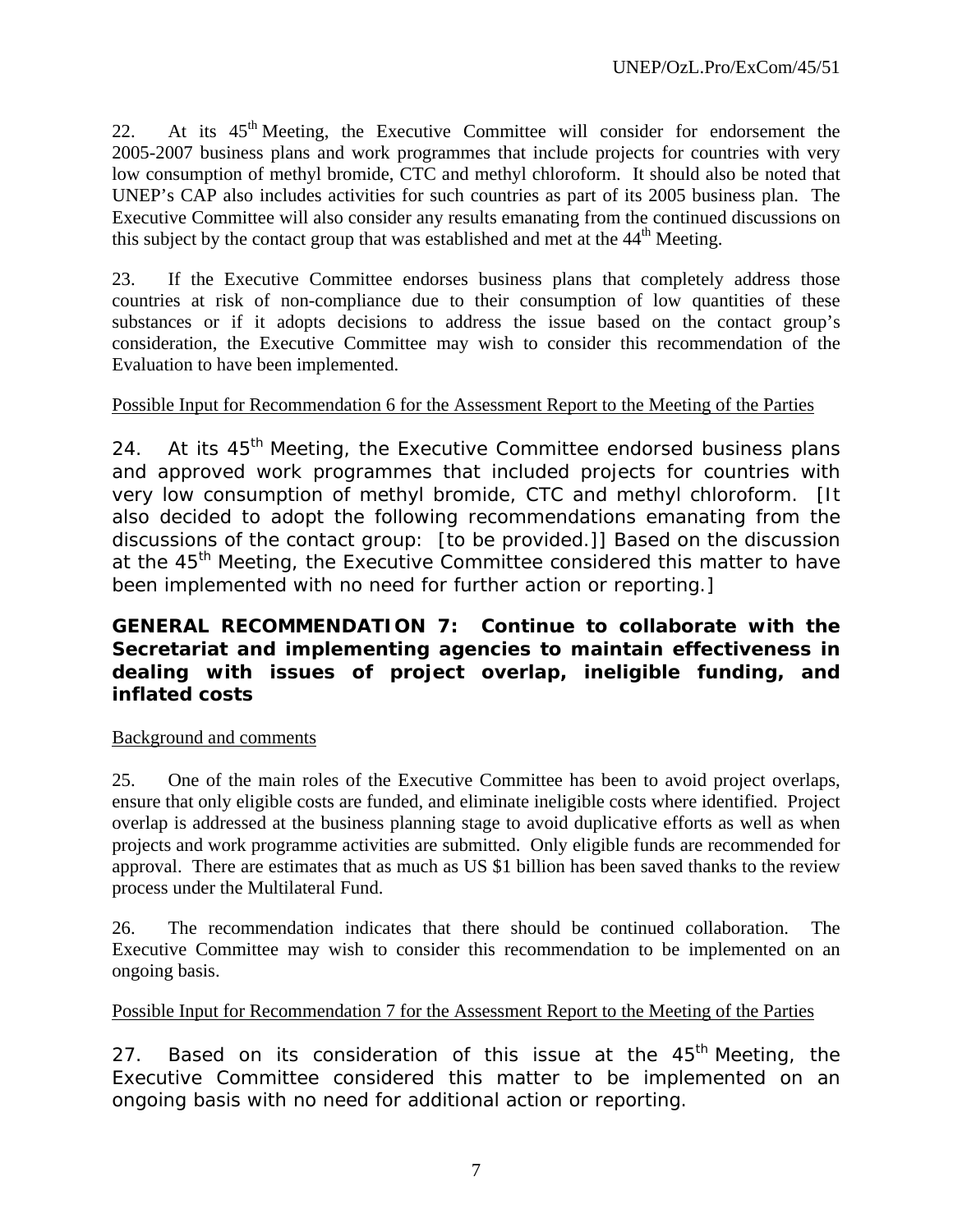22. At its 45th Meeting, the Executive Committee will consider for endorsement the 2005-2007 business plans and work programmes that include projects for countries with very low consumption of methyl bromide, CTC and methyl chloroform. It should also be noted that UNEP's CAP also includes activities for such countries as part of its 2005 business plan. The Executive Committee will also consider any results emanating from the continued discussions on this subject by the contact group that was established and met at the 44th Meeting.

23. If the Executive Committee endorses business plans that completely address those countries at risk of non-compliance due to their consumption of low quantities of these substances or if it adopts decisions to address the issue based on the contact group's consideration, the Executive Committee may wish to consider this recommendation of the Evaluation to have been implemented.

Possible Input for Recommendation 6 for the Assessment Report to the Meeting of the Parties

24. At its 45th Meeting, the Executive Committee endorsed business plans and approved work programmes that included projects for countries with very low consumption of methyl bromide, CTC and methyl chloroform. [It also decided to adopt the following recommendations emanating from the discussions of the contact group: [to be provided.]] Based on the discussion at the 45th Meeting, the Executive Committee considered this matter to have been implemented with no need for further action or reporting.]

**GENERAL RECOMMENDATION 7: Continue to collaborate with the Secretariat and implementing agencies to maintain effectiveness in dealing with issues of project overlap, ineligible funding, and inflated costs**

Background and comments

25. One of the main roles of the Executive Committee has been to avoid project overlaps, ensure that only eligible costs are funded, and eliminate ineligible costs where identified. Project overlap is addressed at the business planning stage to avoid duplicative efforts as well as when projects and work programme activities are submitted. Only eligible funds are recommended for approval. There are estimates that as much as US $1 billion has been saved thanks to the review process under the Multilateral Fund.

26. The recommendation indicates that there should be continued collaboration. The Executive Committee may wish to consider this recommendation to be implemented on an ongoing basis.

Possible Input for Recommendation 7 for the Assessment Report to the Meeting of the Parties

27. Based on its consideration of this issue at the 45th Meeting, the Executive Committee considered this matter to be implemented on an ongoing basis with no need for additional action or reporting.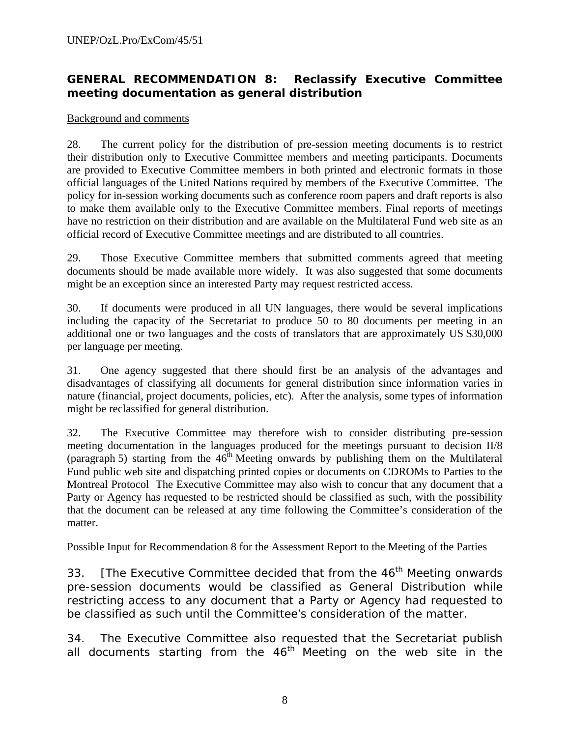## GENERAL RECOMMENDATION 8: Reclassify Executive Committee meeting documentation as general distribution

Background and comments

28. The current policy for the distribution of pre-session meeting documents is to restrict their distribution only to Executive Committee members and meeting participants. Documents are provided to Executive Committee members in both printed and electronic formats in those official languages of the United Nations required by members of the Executive Committee. The policy for in-session working documents such as conference room papers and draft reports is also to make them available only to the Executive Committee members. Final reports of meetings have no restriction on their distribution and are available on the Multilateral Fund web site as an official record of Executive Committee meetings and are distributed to all countries.

29. Those Executive Committee members that submitted comments agreed that meeting documents should be made available more widely. It was also suggested that some documents might be an exception since an interested Party may request restricted access.

30. If documents were produced in all UN languages, there would be several implications including the capacity of the Secretariat to produce 50 to 80 documents per meeting in an additional one or two languages and the costs of translators that are approximately US $30,000 per language per meeting.

31. One agency suggested that there should first be an analysis of the advantages and disadvantages of classifying all documents for general distribution since information varies in nature (financial, project documents, policies, etc). After the analysis, some types of information might be reclassified for general distribution.

32. The Executive Committee may therefore wish to consider distributing pre-session meeting documentation in the languages produced for the meetings pursuant to decision II/8 (paragraph 5) starting from the 46th Meeting onwards by publishing them on the Multilateral Fund public web site and dispatching printed copies or documents on CDROMs to Parties to the Montreal Protocol The Executive Committee may also wish to concur that any document that a Party or Agency has requested to be restricted should be classified as such, with the possibility that the document can be released at any time following the Committee's consideration of the matter.

Possible Input for Recommendation 8 for the Assessment Report to the Meeting of the Parties

33. [The Executive Committee decided that from the 46th Meeting onwards pre-session documents would be classified as General Distribution while restricting access to any document that a Party or Agency had requested to be classified as such until the Committee's consideration of the matter.

34. The Executive Committee also requested that the Secretariat publish all documents starting from the 46th Meeting on the web site in the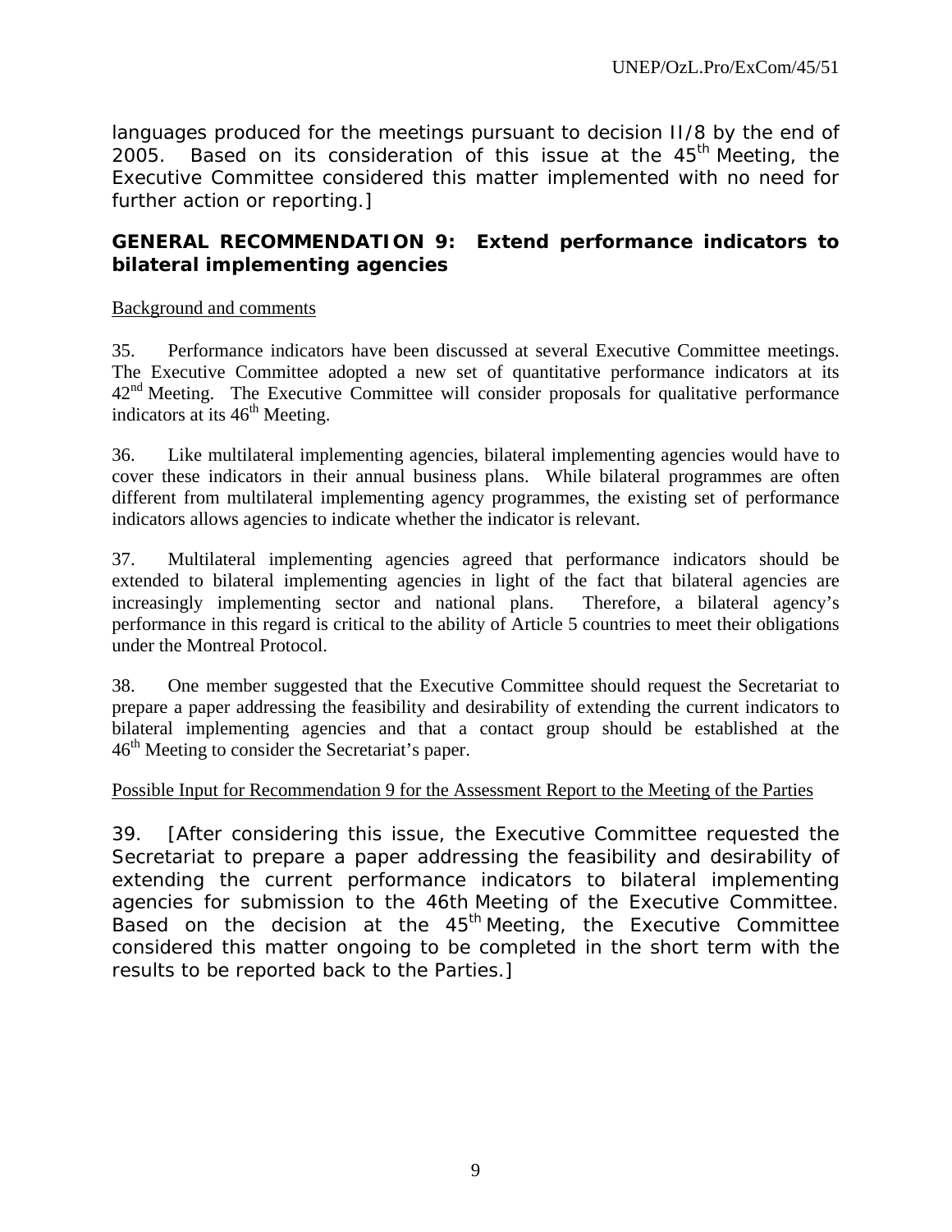languages produced for the meetings pursuant to decision II/8 by the end of 2005. Based on its consideration of this issue at the 45th Meeting, the Executive Committee considered this matter implemented with no need for further action or reporting.]

### GENERAL RECOMMENDATION 9: Extend performance indicators to bilateral implementing agencies

Background and comments

35. Performance indicators have been discussed at several Executive Committee meetings. The Executive Committee adopted a new set of quantitative performance indicators at its 42nd Meeting. The Executive Committee will consider proposals for qualitative performance indicators at its 46th Meeting.

36. Like multilateral implementing agencies, bilateral implementing agencies would have to cover these indicators in their annual business plans. While bilateral programmes are often different from multilateral implementing agency programmes, the existing set of performance indicators allows agencies to indicate whether the indicator is relevant.

37. Multilateral implementing agencies agreed that performance indicators should be extended to bilateral implementing agencies in light of the fact that bilateral agencies are increasingly implementing sector and national plans. Therefore, a bilateral agency's performance in this regard is critical to the ability of Article 5 countries to meet their obligations under the Montreal Protocol.

38. One member suggested that the Executive Committee should request the Secretariat to prepare a paper addressing the feasibility and desirability of extending the current indicators to bilateral implementing agencies and that a contact group should be established at the 46th Meeting to consider the Secretariat's paper.

Possible Input for Recommendation 9 for the Assessment Report to the Meeting of the Parties

39. [After considering this issue, the Executive Committee requested the Secretariat to prepare a paper addressing the feasibility and desirability of extending the current performance indicators to bilateral implementing agencies for submission to the 46th Meeting of the Executive Committee. Based on the decision at the 45th Meeting, the Executive Committee considered this matter ongoing to be completed in the short term with the results to be reported back to the Parties.]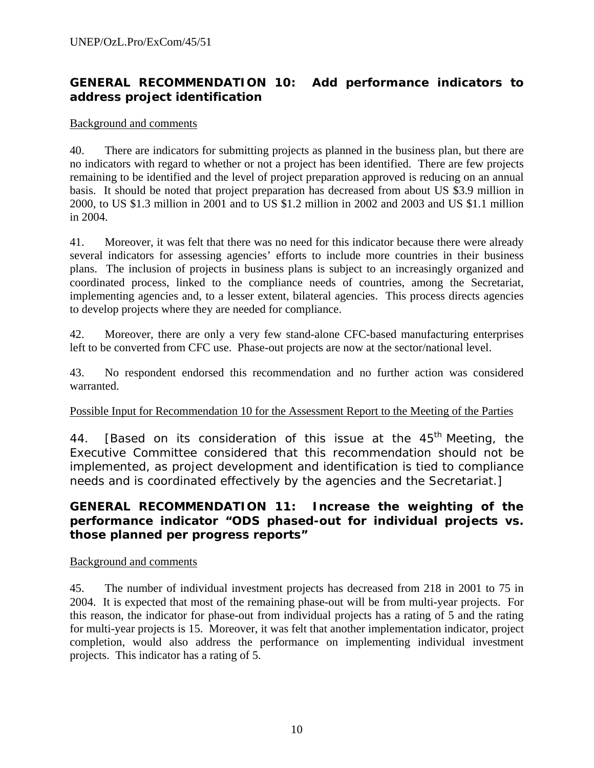## GENERAL RECOMMENDATION 10: Add performance indicators to address project identification

Background and comments

40. There are indicators for submitting projects as planned in the business plan, but there are no indicators with regard to whether or not a project has been identified. There are few projects remaining to be identified and the level of project preparation approved is reducing on an annual basis. It should be noted that project preparation has decreased from about US $3.9 million in 2000, to US $1.3 million in 2001 and to US $1.2 million in 2002 and 2003 and US $1.1 million in 2004.

41. Moreover, it was felt that there was no need for this indicator because there were already several indicators for assessing agencies' efforts to include more countries in their business plans. The inclusion of projects in business plans is subject to an increasingly organized and coordinated process, linked to the compliance needs of countries, among the Secretariat, implementing agencies and, to a lesser extent, bilateral agencies. This process directs agencies to develop projects where they are needed for compliance.

42. Moreover, there are only a very few stand-alone CFC-based manufacturing enterprises left to be converted from CFC use. Phase-out projects are now at the sector/national level.

43. No respondent endorsed this recommendation and no further action was considered warranted.

Possible Input for Recommendation 10 for the Assessment Report to the Meeting of the Parties

44. [Based on its consideration of this issue at the 45th Meeting, the Executive Committee considered that this recommendation should not be implemented, as project development and identification is tied to compliance needs and is coordinated effectively by the agencies and the Secretariat.]

## GENERAL RECOMMENDATION 11: Increase the weighting of the performance indicator "ODS phased-out for individual projects vs. those planned per progress reports"

Background and comments

45. The number of individual investment projects has decreased from 218 in 2001 to 75 in 2004. It is expected that most of the remaining phase-out will be from multi-year projects. For this reason, the indicator for phase-out from individual projects has a rating of 5 and the rating for multi-year projects is 15. Moreover, it was felt that another implementation indicator, project completion, would also address the performance on implementing individual investment projects. This indicator has a rating of 5.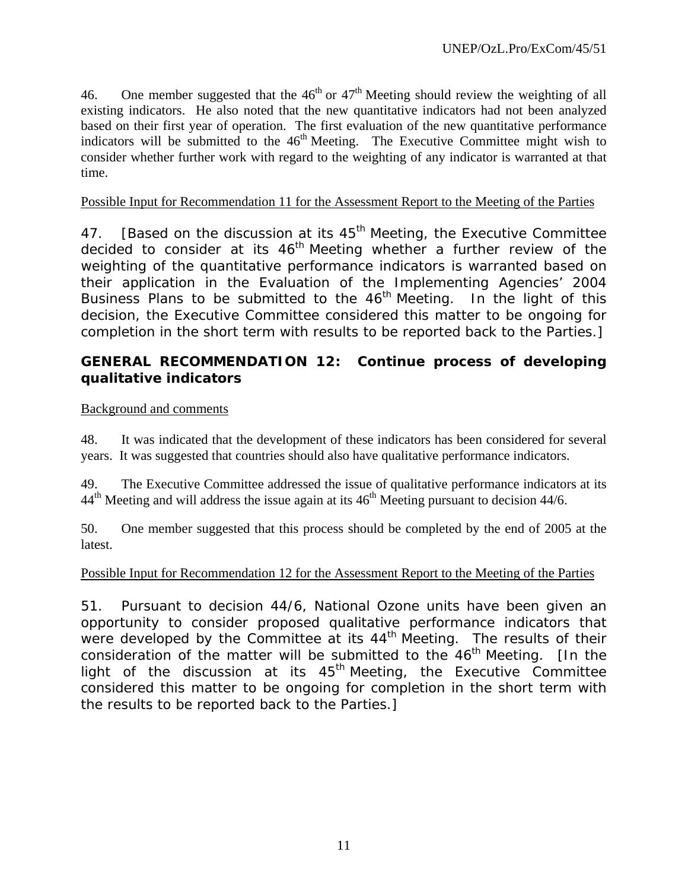46. One member suggested that the 46th or 47th Meeting should review the weighting of all existing indicators. He also noted that the new quantitative indicators had not been analyzed based on their first year of operation. The first evaluation of the new quantitative performance indicators will be submitted to the 46th Meeting. The Executive Committee might wish to consider whether further work with regard to the weighting of any indicator is warranted at that time.

Possible Input for Recommendation 11 for the Assessment Report to the Meeting of the Parties

47. [Based on the discussion at its 45th Meeting, the Executive Committee decided to consider at its 46th Meeting whether a further review of the weighting of the quantitative performance indicators is warranted based on their application in the Evaluation of the Implementing Agencies' 2004 Business Plans to be submitted to the 46th Meeting. In the light of this decision, the Executive Committee considered this matter to be ongoing for completion in the short term with results to be reported back to the Parties.]

**GENERAL RECOMMENDATION 12: Continue process of developing qualitative indicators**

Background and comments

48. It was indicated that the development of these indicators has been considered for several years. It was suggested that countries should also have qualitative performance indicators.

49. The Executive Committee addressed the issue of qualitative performance indicators at its 44th Meeting and will address the issue again at its 46th Meeting pursuant to decision 44/6.

50. One member suggested that this process should be completed by the end of 2005 at the latest.

Possible Input for Recommendation 12 for the Assessment Report to the Meeting of the Parties

51. Pursuant to decision 44/6, National Ozone units have been given an opportunity to consider proposed qualitative performance indicators that were developed by the Committee at its 44th Meeting. The results of their consideration of the matter will be submitted to the 46th Meeting. [In the light of the discussion at its 45th Meeting, the Executive Committee considered this matter to be ongoing for completion in the short term with the results to be reported back to the Parties.]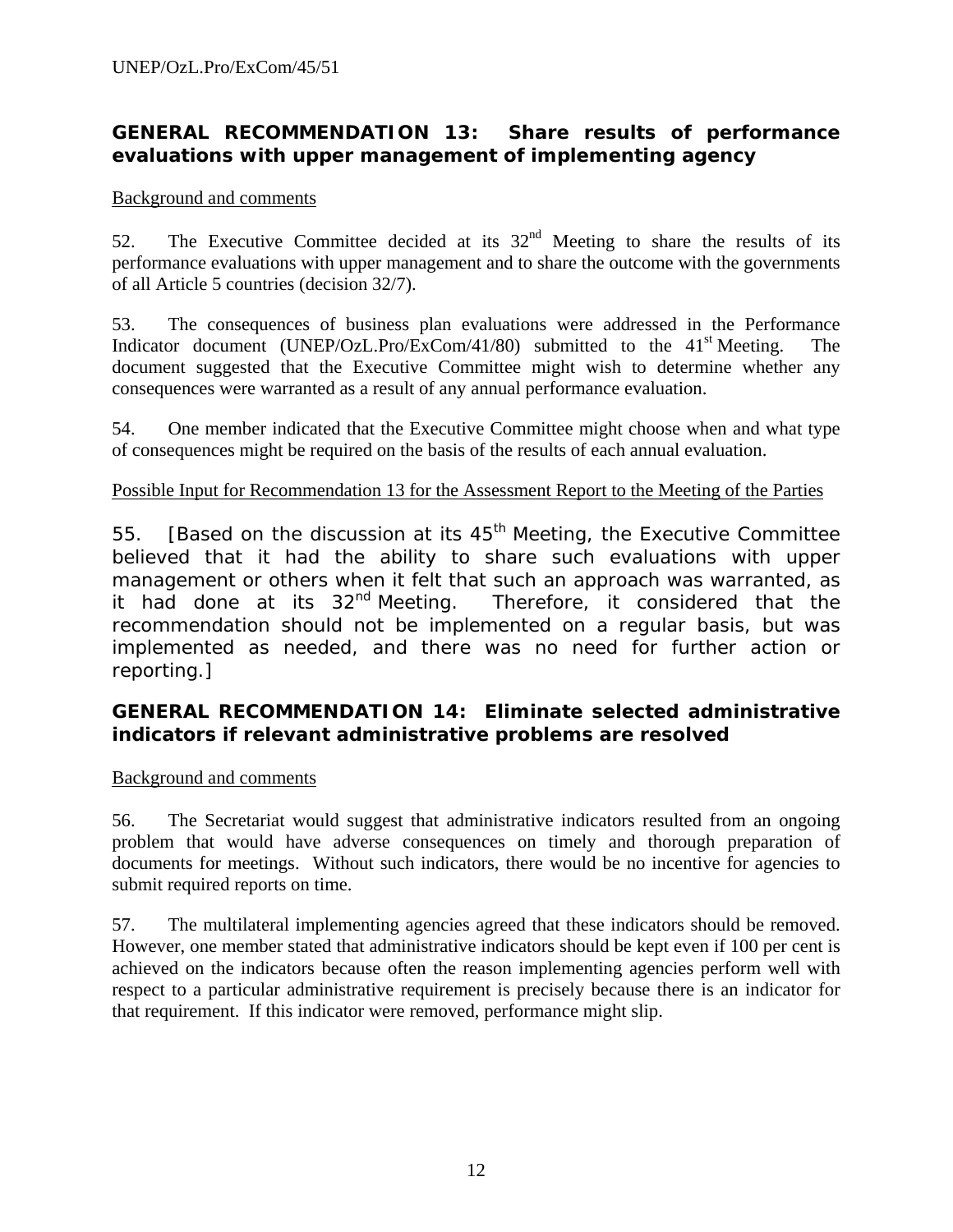### GENERAL RECOMMENDATION 13: Share results of performance evaluations with upper management of implementing agency

Background and comments

52. The Executive Committee decided at its 32nd Meeting to share the results of its performance evaluations with upper management and to share the outcome with the governments of all Article 5 countries (decision 32/7).

53. The consequences of business plan evaluations were addressed in the Performance Indicator document (UNEP/OzL.Pro/ExCom/41/80) submitted to the 41st Meeting. The document suggested that the Executive Committee might wish to determine whether any consequences were warranted as a result of any annual performance evaluation.

54. One member indicated that the Executive Committee might choose when and what type of consequences might be required on the basis of the results of each annual evaluation.

Possible Input for Recommendation 13 for the Assessment Report to the Meeting of the Parties

55. [Based on the discussion at its 45th Meeting, the Executive Committee believed that it had the ability to share such evaluations with upper management or others when it felt that such an approach was warranted, as it had done at its 32nd Meeting. Therefore, it considered that the recommendation should not be implemented on a regular basis, but was implemented as needed, and there was no need for further action or reporting.]

### GENERAL RECOMMENDATION 14: Eliminate selected administrative indicators if relevant administrative problems are resolved

Background and comments

56. The Secretariat would suggest that administrative indicators resulted from an ongoing problem that would have adverse consequences on timely and thorough preparation of documents for meetings. Without such indicators, there would be no incentive for agencies to submit required reports on time.

57. The multilateral implementing agencies agreed that these indicators should be removed. However, one member stated that administrative indicators should be kept even if 100 per cent is achieved on the indicators because often the reason implementing agencies perform well with respect to a particular administrative requirement is precisely because there is an indicator for that requirement. If this indicator were removed, performance might slip.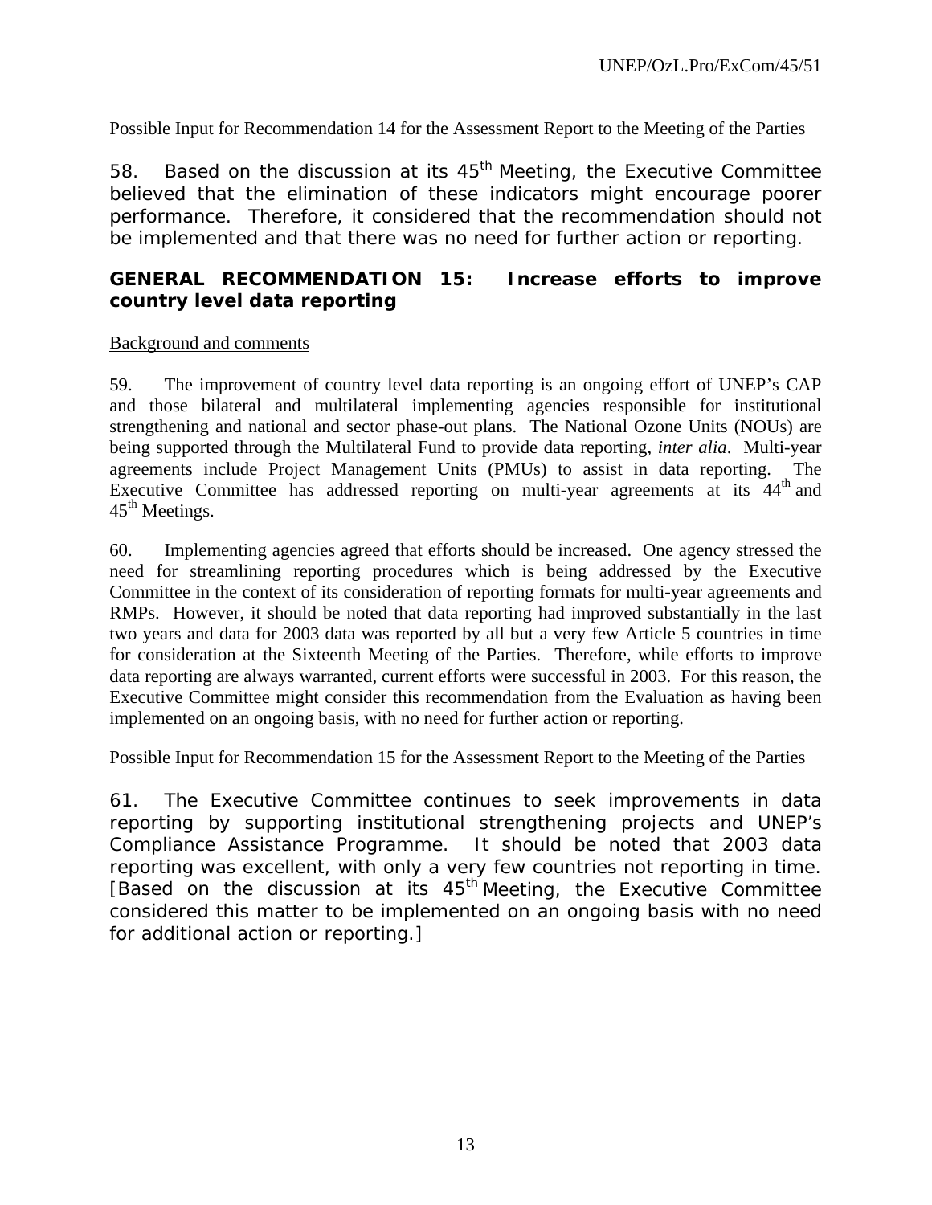Possible Input for Recommendation 14 for the Assessment Report to the Meeting of the Parties

58. Based on the discussion at its 45th Meeting, the Executive Committee believed that the elimination of these indicators might encourage poorer performance. Therefore, it considered that the recommendation should not be implemented and that there was no need for further action or reporting.

**GENERAL RECOMMENDATION 15: Increase efforts to improve country level data reporting**

Background and comments

59. The improvement of country level data reporting is an ongoing effort of UNEP's CAP and those bilateral and multilateral implementing agencies responsible for institutional strengthening and national and sector phase-out plans. The National Ozone Units (NOUs) are being supported through the Multilateral Fund to provide data reporting, *inter alia*. Multi-year agreements include Project Management Units (PMUs) to assist in data reporting. The Executive Committee has addressed reporting on multi-year agreements at its 44th and 45th Meetings.

60. Implementing agencies agreed that efforts should be increased. One agency stressed the need for streamlining reporting procedures which is being addressed by the Executive Committee in the context of its consideration of reporting formats for multi-year agreements and RMPs. However, it should be noted that data reporting had improved substantially in the last two years and data for 2003 data was reported by all but a very few Article 5 countries in time for consideration at the Sixteenth Meeting of the Parties. Therefore, while efforts to improve data reporting are always warranted, current efforts were successful in 2003. For this reason, the Executive Committee might consider this recommendation from the Evaluation as having been implemented on an ongoing basis, with no need for further action or reporting.

Possible Input for Recommendation 15 for the Assessment Report to the Meeting of the Parties

61. The Executive Committee continues to seek improvements in data reporting by supporting institutional strengthening projects and UNEP's Compliance Assistance Programme. It should be noted that 2003 data reporting was excellent, with only a very few countries not reporting in time. [Based on the discussion at its 45th Meeting, the Executive Committee considered this matter to be implemented on an ongoing basis with no need for additional action or reporting.]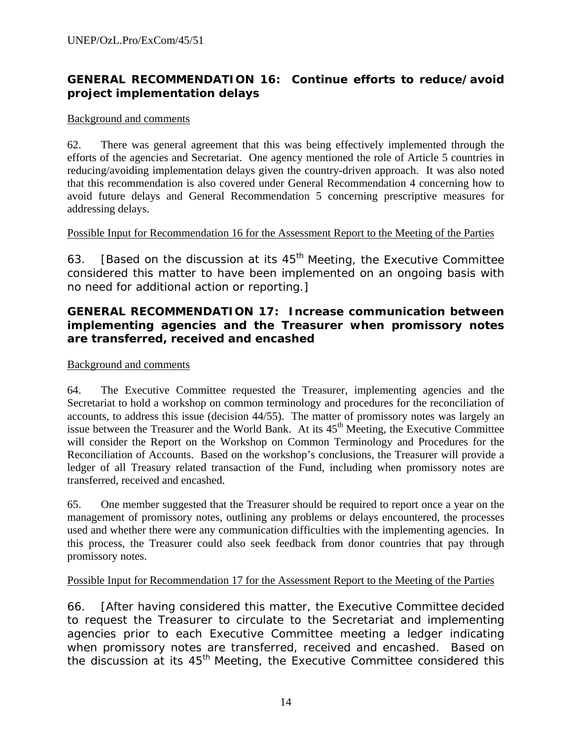## GENERAL RECOMMENDATION 16: Continue efforts to reduce/avoid project implementation delays

Background and comments

62. There was general agreement that this was being effectively implemented through the efforts of the agencies and Secretariat. One agency mentioned the role of Article 5 countries in reducing/avoiding implementation delays given the country-driven approach. It was also noted that this recommendation is also covered under General Recommendation 4 concerning how to avoid future delays and General Recommendation 5 concerning prescriptive measures for addressing delays.

Possible Input for Recommendation 16 for the Assessment Report to the Meeting of the Parties

63. [Based on the discussion at its 45th Meeting, the Executive Committee considered this matter to have been implemented on an ongoing basis with no need for additional action or reporting.]

## GENERAL RECOMMENDATION 17: Increase communication between implementing agencies and the Treasurer when promissory notes are transferred, received and encashed

Background and comments

64. The Executive Committee requested the Treasurer, implementing agencies and the Secretariat to hold a workshop on common terminology and procedures for the reconciliation of accounts, to address this issue (decision 44/55). The matter of promissory notes was largely an issue between the Treasurer and the World Bank. At its 45th Meeting, the Executive Committee will consider the Report on the Workshop on Common Terminology and Procedures for the Reconciliation of Accounts. Based on the workshop's conclusions, the Treasurer will provide a ledger of all Treasury related transaction of the Fund, including when promissory notes are transferred, received and encashed.

65. One member suggested that the Treasurer should be required to report once a year on the management of promissory notes, outlining any problems or delays encountered, the processes used and whether there were any communication difficulties with the implementing agencies. In this process, the Treasurer could also seek feedback from donor countries that pay through promissory notes.

Possible Input for Recommendation 17 for the Assessment Report to the Meeting of the Parties

66. [After having considered this matter, the Executive Committee decided to request the Treasurer to circulate to the Secretariat and implementing agencies prior to each Executive Committee meeting a ledger indicating when promissory notes are transferred, received and encashed. Based on the discussion at its 45th Meeting, the Executive Committee considered this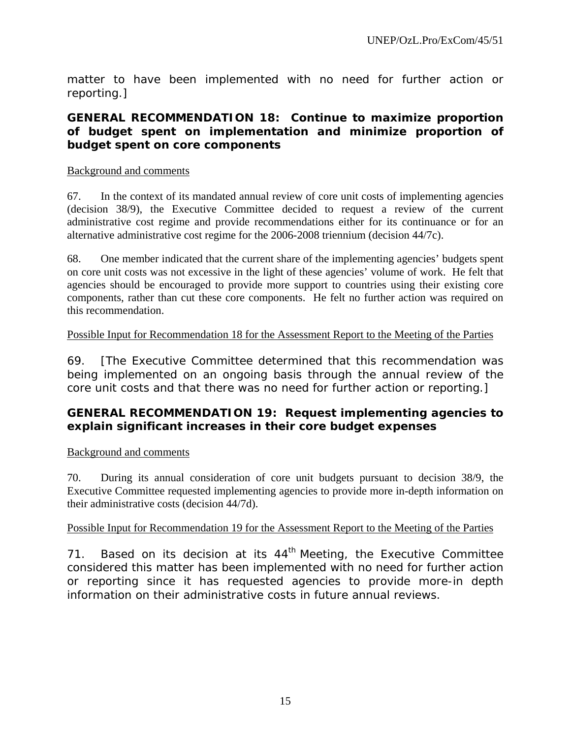matter to have been implemented with no need for further action or reporting.]

**GENERAL RECOMMENDATION 18: Continue to maximize proportion of budget spent on implementation and minimize proportion of budget spent on core components**

Background and comments

67. In the context of its mandated annual review of core unit costs of implementing agencies (decision 38/9), the Executive Committee decided to request a review of the current administrative cost regime and provide recommendations either for its continuance or for an alternative administrative cost regime for the 2006-2008 triennium (decision 44/7c).

68. One member indicated that the current share of the implementing agencies' budgets spent on core unit costs was not excessive in the light of these agencies' volume of work. He felt that agencies should be encouraged to provide more support to countries using their existing core components, rather than cut these core components. He felt no further action was required on this recommendation.

Possible Input for Recommendation 18 for the Assessment Report to the Meeting of the Parties

69. [The Executive Committee determined that this recommendation was being implemented on an ongoing basis through the annual review of the core unit costs and that there was no need for further action or reporting.]

**GENERAL RECOMMENDATION 19: Request implementing agencies to explain significant increases in their core budget expenses**

Background and comments

70. During its annual consideration of core unit budgets pursuant to decision 38/9, the Executive Committee requested implementing agencies to provide more in-depth information on their administrative costs (decision 44/7d).

Possible Input for Recommendation 19 for the Assessment Report to the Meeting of the Parties

71. Based on its decision at its 44th Meeting, the Executive Committee considered this matter has been implemented with no need for further action or reporting since it has requested agencies to provide more-in depth information on their administrative costs in future annual reviews.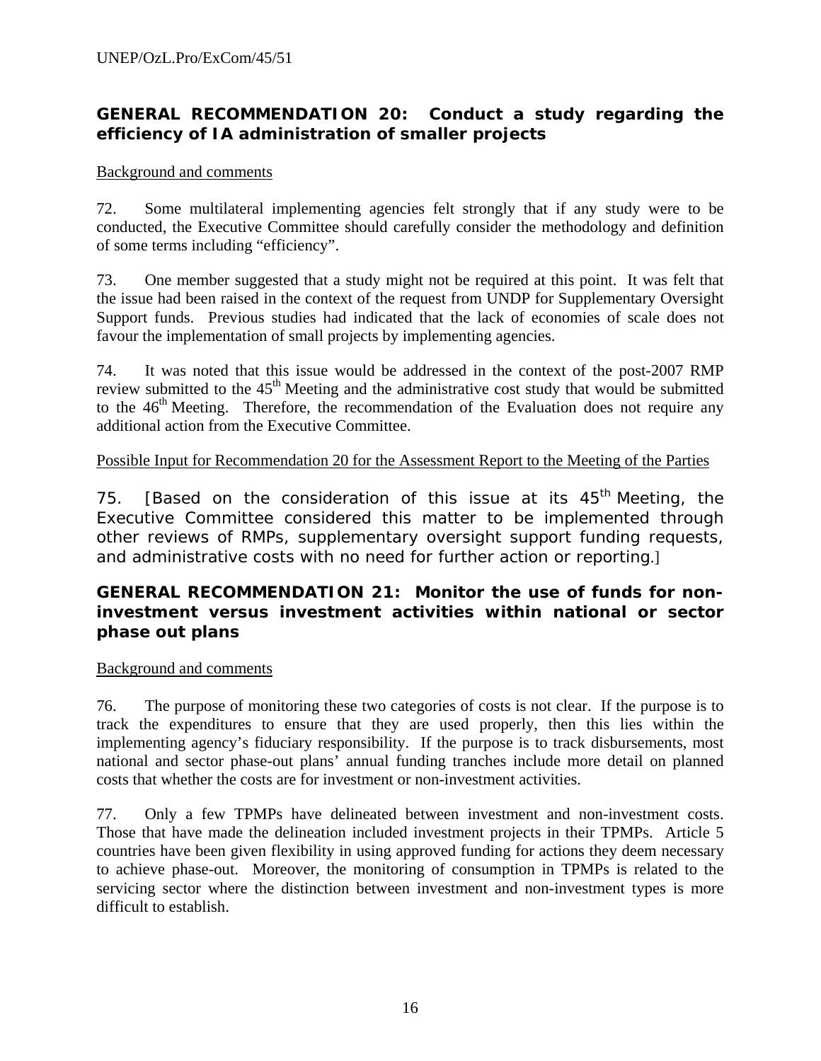## GENERAL RECOMMENDATION 20: Conduct a study regarding the efficiency of IA administration of smaller projects

Background and comments

72. Some multilateral implementing agencies felt strongly that if any study were to be conducted, the Executive Committee should carefully consider the methodology and definition of some terms including "efficiency".

73. One member suggested that a study might not be required at this point. It was felt that the issue had been raised in the context of the request from UNDP for Supplementary Oversight Support funds. Previous studies had indicated that the lack of economies of scale does not favour the implementation of small projects by implementing agencies.

74. It was noted that this issue would be addressed in the context of the post-2007 RMP review submitted to the 45th Meeting and the administrative cost study that would be submitted to the 46th Meeting. Therefore, the recommendation of the Evaluation does not require any additional action from the Executive Committee.

Possible Input for Recommendation 20 for the Assessment Report to the Meeting of the Parties

75. [Based on the consideration of this issue at its 45th Meeting, the Executive Committee considered this matter to be implemented through other reviews of RMPs, supplementary oversight support funding requests, and administrative costs with no need for further action or reporting.]

## GENERAL RECOMMENDATION 21: Monitor the use of funds for non-investment versus investment activities within national or sector phase out plans

Background and comments

76. The purpose of monitoring these two categories of costs is not clear. If the purpose is to track the expenditures to ensure that they are used properly, then this lies within the implementing agency's fiduciary responsibility. If the purpose is to track disbursements, most national and sector phase-out plans' annual funding tranches include more detail on planned costs that whether the costs are for investment or non-investment activities.

77. Only a few TPMPs have delineated between investment and non-investment costs. Those that have made the delineation included investment projects in their TPMPs. Article 5 countries have been given flexibility in using approved funding for actions they deem necessary to achieve phase-out. Moreover, the monitoring of consumption in TPMPs is related to the servicing sector where the distinction between investment and non-investment types is more difficult to establish.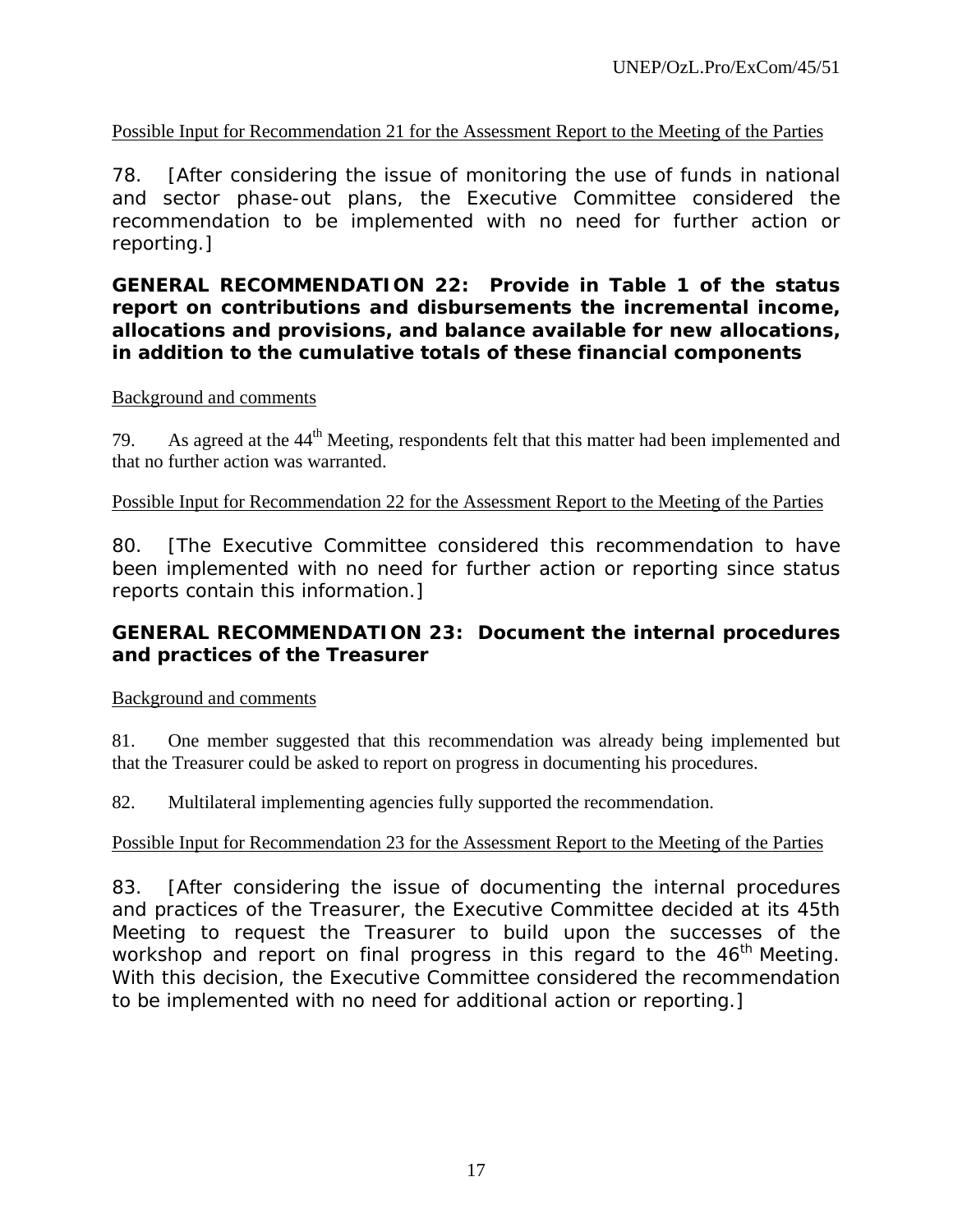Possible Input for Recommendation 21 for the Assessment Report to the Meeting of the Parties

78. [After considering the issue of monitoring the use of funds in national and sector phase-out plans, the Executive Committee considered the recommendation to be implemented with no need for further action or reporting.]

**GENERAL RECOMMENDATION 22: Provide in Table 1 of the status report on contributions and disbursements the incremental income, allocations and provisions, and balance available for new allocations, in addition to the cumulative totals of these financial components**

Background and comments

79. As agreed at the 44th Meeting, respondents felt that this matter had been implemented and that no further action was warranted.

Possible Input for Recommendation 22 for the Assessment Report to the Meeting of the Parties

80. [The Executive Committee considered this recommendation to have been implemented with no need for further action or reporting since status reports contain this information.]

**GENERAL RECOMMENDATION 23: Document the internal procedures and practices of the Treasurer**

Background and comments

81. One member suggested that this recommendation was already being implemented but that the Treasurer could be asked to report on progress in documenting his procedures.

82. Multilateral implementing agencies fully supported the recommendation.

Possible Input for Recommendation 23 for the Assessment Report to the Meeting of the Parties

83. [After considering the issue of documenting the internal procedures and practices of the Treasurer, the Executive Committee decided at its 45th Meeting to request the Treasurer to build upon the successes of the workshop and report on final progress in this regard to the 46th Meeting. With this decision, the Executive Committee considered the recommendation to be implemented with no need for additional action or reporting.]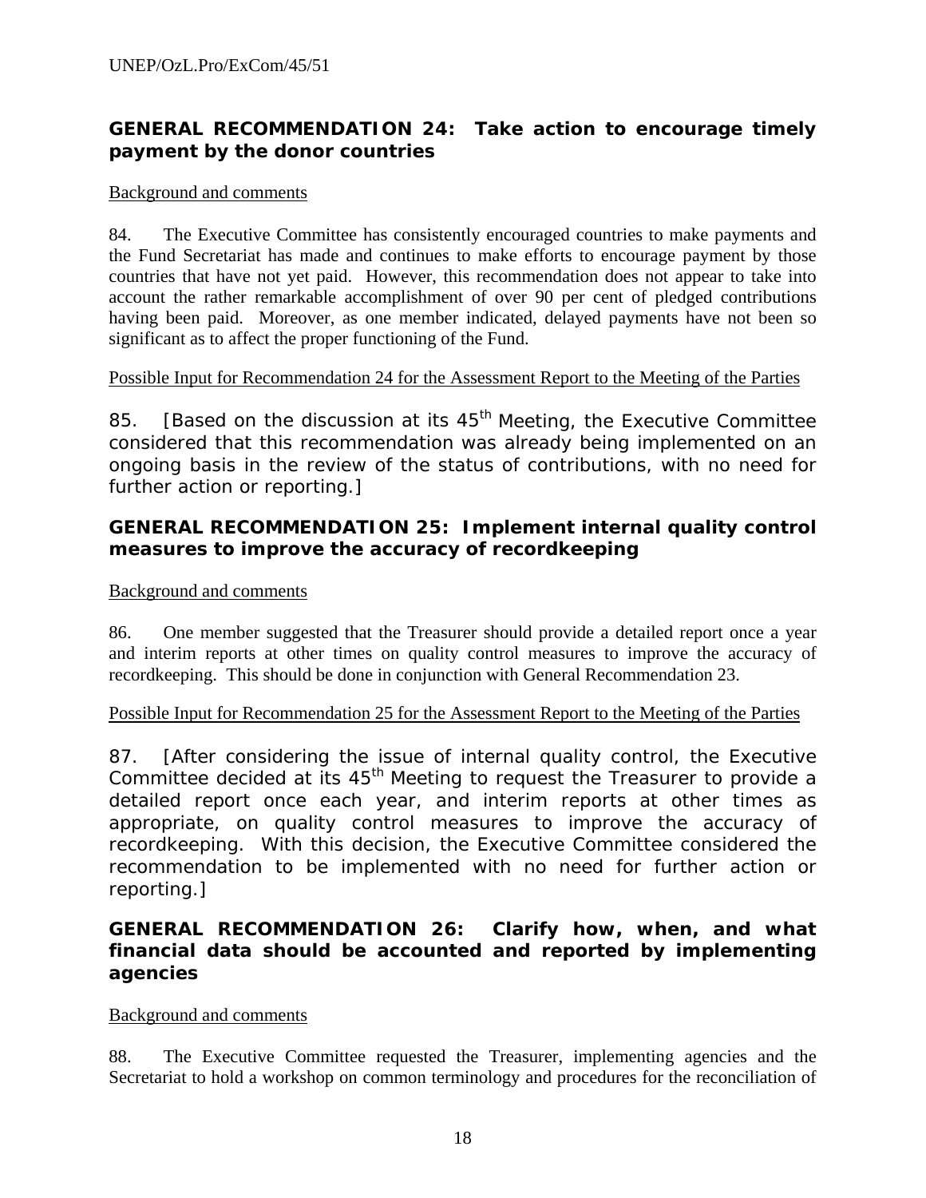## GENERAL RECOMMENDATION 24: Take action to encourage timely payment by the donor countries

Background and comments

84. The Executive Committee has consistently encouraged countries to make payments and the Fund Secretariat has made and continues to make efforts to encourage payment by those countries that have not yet paid. However, this recommendation does not appear to take into account the rather remarkable accomplishment of over 90 per cent of pledged contributions having been paid. Moreover, as one member indicated, delayed payments have not been so significant as to affect the proper functioning of the Fund.

Possible Input for Recommendation 24 for the Assessment Report to the Meeting of the Parties

85. [Based on the discussion at its 45th Meeting, the Executive Committee considered that this recommendation was already being implemented on an ongoing basis in the review of the status of contributions, with no need for further action or reporting.]

## GENERAL RECOMMENDATION 25: Implement internal quality control measures to improve the accuracy of recordkeeping

Background and comments

86. One member suggested that the Treasurer should provide a detailed report once a year and interim reports at other times on quality control measures to improve the accuracy of recordkeeping. This should be done in conjunction with General Recommendation 23.

Possible Input for Recommendation 25 for the Assessment Report to the Meeting of the Parties

87. [After considering the issue of internal quality control, the Executive Committee decided at its 45th Meeting to request the Treasurer to provide a detailed report once each year, and interim reports at other times as appropriate, on quality control measures to improve the accuracy of recordkeeping. With this decision, the Executive Committee considered the recommendation to be implemented with no need for further action or reporting.]

## GENERAL RECOMMENDATION 26: Clarify how, when, and what financial data should be accounted and reported by implementing agencies

Background and comments

88. The Executive Committee requested the Treasurer, implementing agencies and the Secretariat to hold a workshop on common terminology and procedures for the reconciliation of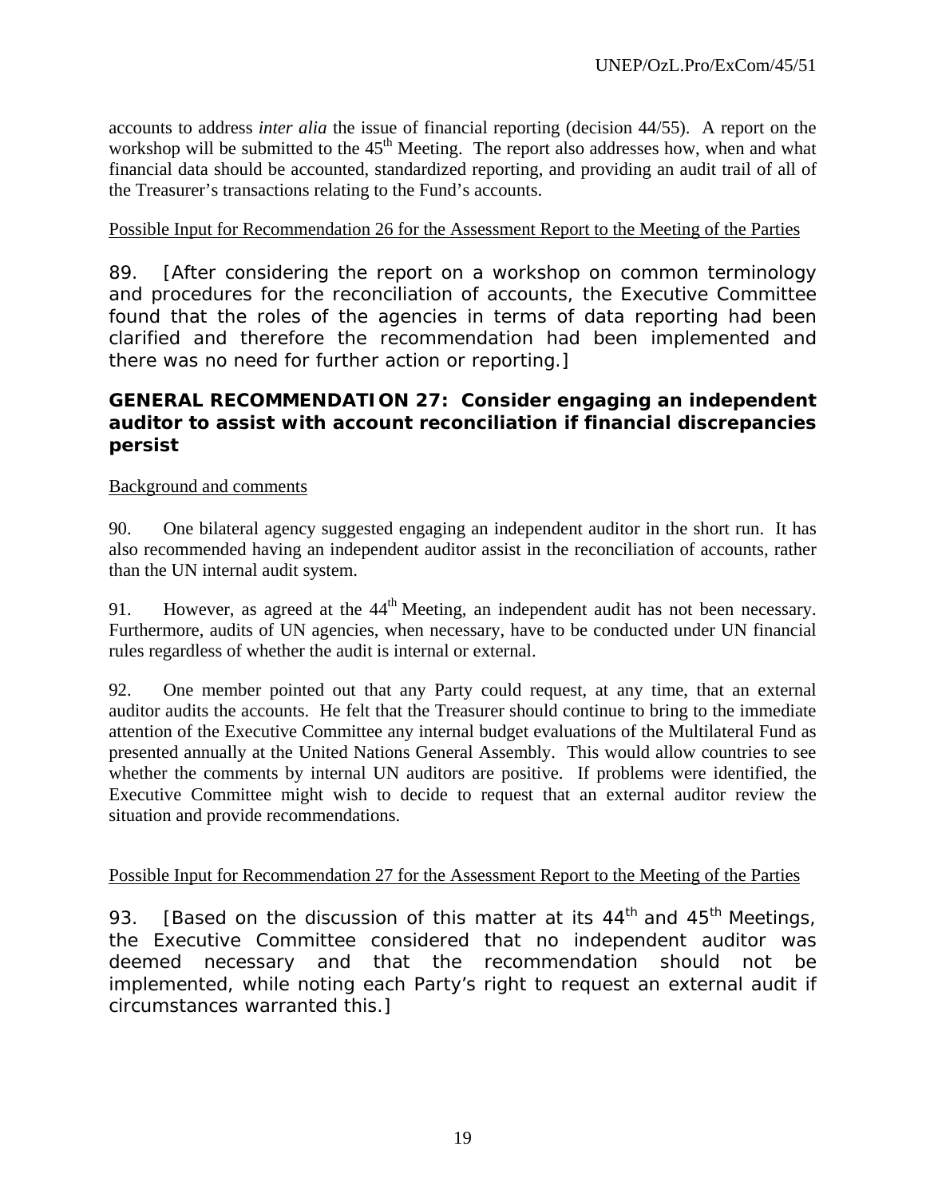accounts to address *inter alia* the issue of financial reporting (decision 44/55). A report on the workshop will be submitted to the 45th Meeting. The report also addresses how, when and what financial data should be accounted, standardized reporting, and providing an audit trail of all of the Treasurer's transactions relating to the Fund's accounts.

Possible Input for Recommendation 26 for the Assessment Report to the Meeting of the Parties

89. [After considering the report on a workshop on common terminology and procedures for the reconciliation of accounts, the Executive Committee found that the roles of the agencies in terms of data reporting had been clarified and therefore the recommendation had been implemented and there was no need for further action or reporting.]

### GENERAL RECOMMENDATION 27: Consider engaging an independent auditor to assist with account reconciliation if financial discrepancies persist

Background and comments

90. One bilateral agency suggested engaging an independent auditor in the short run. It has also recommended having an independent auditor assist in the reconciliation of accounts, rather than the UN internal audit system.

91. However, as agreed at the 44th Meeting, an independent audit has not been necessary. Furthermore, audits of UN agencies, when necessary, have to be conducted under UN financial rules regardless of whether the audit is internal or external.

92. One member pointed out that any Party could request, at any time, that an external auditor audits the accounts. He felt that the Treasurer should continue to bring to the immediate attention of the Executive Committee any internal budget evaluations of the Multilateral Fund as presented annually at the United Nations General Assembly. This would allow countries to see whether the comments by internal UN auditors are positive. If problems were identified, the Executive Committee might wish to decide to request that an external auditor review the situation and provide recommendations.

Possible Input for Recommendation 27 for the Assessment Report to the Meeting of the Parties

93. [Based on the discussion of this matter at its 44th and 45th Meetings, the Executive Committee considered that no independent auditor was deemed necessary and that the recommendation should not be implemented, while noting each Party's right to request an external audit if circumstances warranted this.]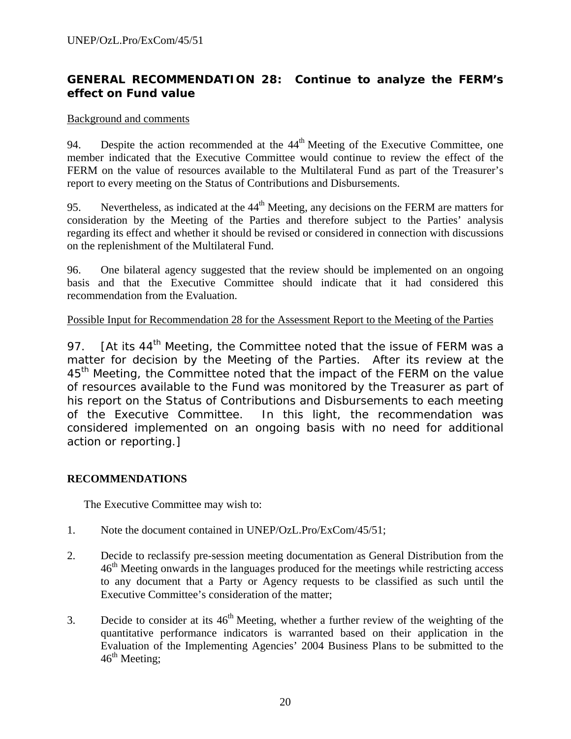### GENERAL RECOMMENDATION 28: Continue to analyze the FERM's effect on Fund value

Background and comments

94. Despite the action recommended at the 44th Meeting of the Executive Committee, one member indicated that the Executive Committee would continue to review the effect of the FERM on the value of resources available to the Multilateral Fund as part of the Treasurer's report to every meeting on the Status of Contributions and Disbursements.

95. Nevertheless, as indicated at the 44th Meeting, any decisions on the FERM are matters for consideration by the Meeting of the Parties and therefore subject to the Parties' analysis regarding its effect and whether it should be revised or considered in connection with discussions on the replenishment of the Multilateral Fund.

96. One bilateral agency suggested that the review should be implemented on an ongoing basis and that the Executive Committee should indicate that it had considered this recommendation from the Evaluation.

Possible Input for Recommendation 28 for the Assessment Report to the Meeting of the Parties

97. [At its 44th Meeting, the Committee noted that the issue of FERM was a matter for decision by the Meeting of the Parties. After its review at the 45th Meeting, the Committee noted that the impact of the FERM on the value of resources available to the Fund was monitored by the Treasurer as part of his report on the Status of Contributions and Disbursements to each meeting of the Executive Committee. In this light, the recommendation was considered implemented on an ongoing basis with no need for additional action or reporting.]

**RECOMMENDATIONS**

The Executive Committee may wish to:

1. Note the document contained in UNEP/OzL.Pro/ExCom/45/51;

2. Decide to reclassify pre-session meeting documentation as General Distribution from the 46th Meeting onwards in the languages produced for the meetings while restricting access to any document that a Party or Agency requests to be classified as such until the Executive Committee's consideration of the matter;

3. Decide to consider at its 46th Meeting, whether a further review of the weighting of the quantitative performance indicators is warranted based on their application in the Evaluation of the Implementing Agencies' 2004 Business Plans to be submitted to the 46th Meeting;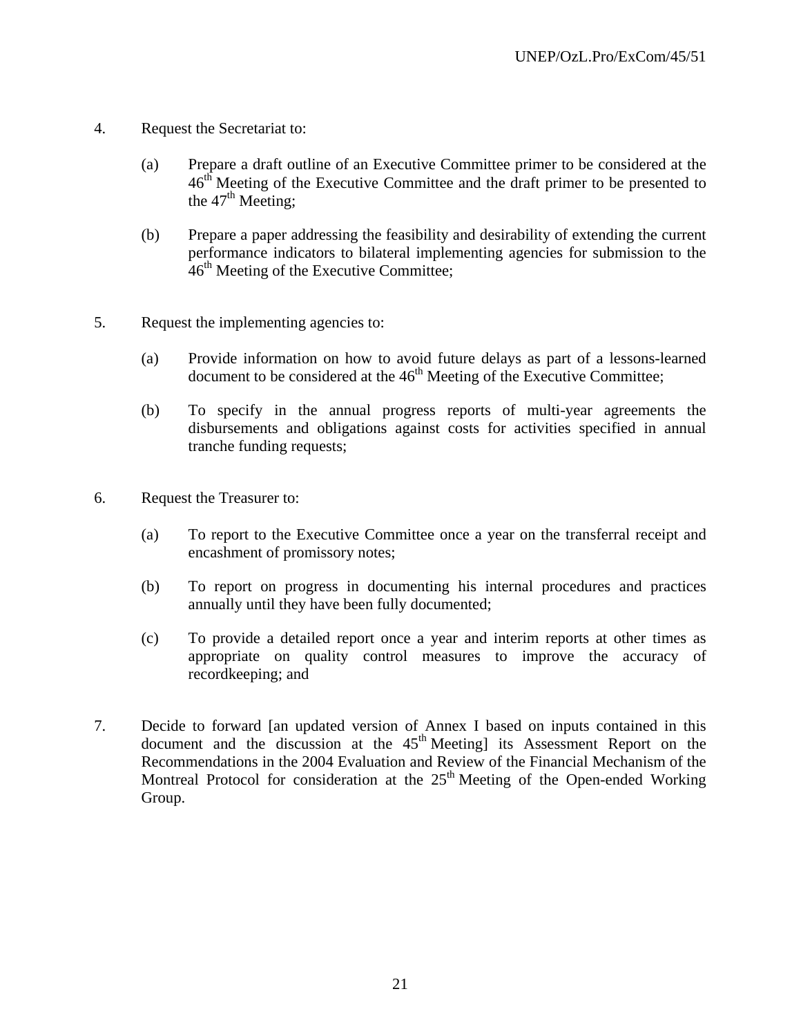4. Request the Secretariat to:

   (a) Prepare a draft outline of an Executive Committee primer to be considered at the 46th Meeting of the Executive Committee and the draft primer to be presented to the 47th Meeting;

   (b) Prepare a paper addressing the feasibility and desirability of extending the current performance indicators to bilateral implementing agencies for submission to the 46th Meeting of the Executive Committee;

5. Request the implementing agencies to:

   (a) Provide information on how to avoid future delays as part of a lessons-learned document to be considered at the 46th Meeting of the Executive Committee;

   (b) To specify in the annual progress reports of multi-year agreements the disbursements and obligations against costs for activities specified in annual tranche funding requests;

6. Request the Treasurer to:

   (a) To report to the Executive Committee once a year on the transferral receipt and encashment of promissory notes;

   (b) To report on progress in documenting his internal procedures and practices annually until they have been fully documented;

   (c) To provide a detailed report once a year and interim reports at other times as appropriate on quality control measures to improve the accuracy of recordkeeping; and

7. Decide to forward [an updated version of Annex I based on inputs contained in this document and the discussion at the 45th Meeting] its Assessment Report on the Recommendations in the 2004 Evaluation and Review of the Financial Mechanism of the Montreal Protocol for consideration at the 25th Meeting of the Open-ended Working Group.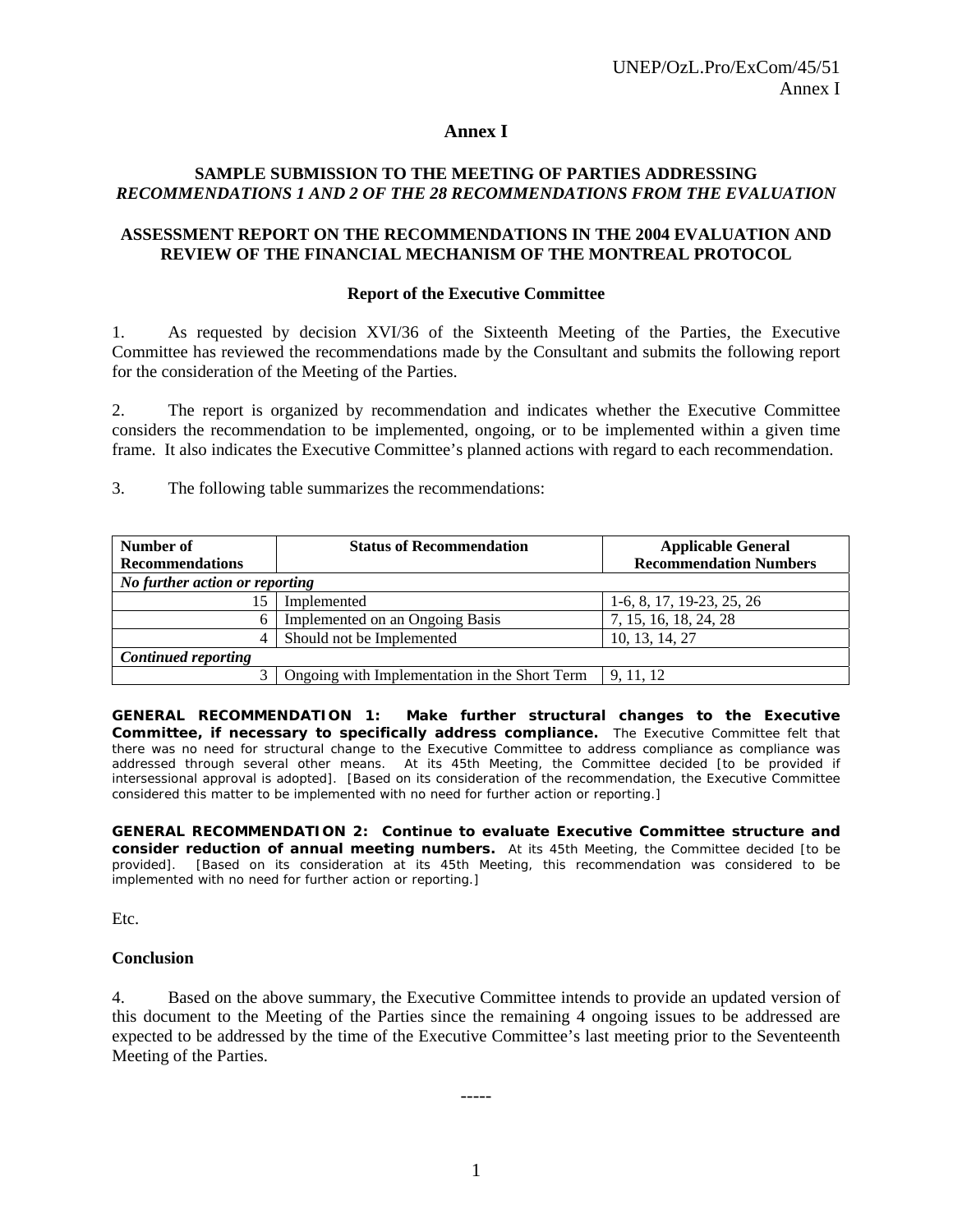# Annex I

## SAMPLE SUBMISSION TO THE MEETING OF PARTIES ADDRESSING *RECOMMENDATIONS 1 AND 2 OF THE 28 RECOMMENDATIONS FROM THE EVALUATION*

## ASSESSMENT REPORT ON THE RECOMMENDATIONS IN THE 2004 EVALUATION AND REVIEW OF THE FINANCIAL MECHANISM OF THE MONTREAL PROTOCOL

### Report of the Executive Committee

1. As requested by decision XVI/36 of the Sixteenth Meeting of the Parties, the Executive Committee has reviewed the recommendations made by the Consultant and submits the following report for the consideration of the Meeting of the Parties.

2. The report is organized by recommendation and indicates whether the Executive Committee considers the recommendation to be implemented, ongoing, or to be implemented within a given time frame. It also indicates the Executive Committee's planned actions with regard to each recommendation.

3. The following table summarizes the recommendations:

| Number of Recommendations | Status of Recommendation | Applicable General Recommendation Numbers |
|---|---|---|
| ***No further action or reporting*** | | |
| 15 | Implemented | 1-6, 8, 17, 19-23, 25, 26 |
| 6 | Implemented on an Ongoing Basis | 7, 15, 16, 18, 24, 28 |
| 4 | Should not be Implemented | 10, 13, 14, 27 |
| ***Continued reporting*** | | |
| 3 | Ongoing with Implementation in the Short Term | 9, 11, 12 |

**GENERAL RECOMMENDATION 1: Make further structural changes to the Executive Committee, if necessary to specifically address compliance.** The Executive Committee felt that there was no need for structural change to the Executive Committee to address compliance as compliance was addressed through several other means. At its 45th Meeting, the Committee decided [to be provided if intersessional approval is adopted]. [Based on its consideration of the recommendation, the Executive Committee considered this matter to be implemented with no need for further action or reporting.]

**GENERAL RECOMMENDATION 2: Continue to evaluate Executive Committee structure and consider reduction of annual meeting numbers.** At its 45th Meeting, the Committee decided [to be provided]. [Based on its consideration at its 45th Meeting, this recommendation was considered to be implemented with no need for further action or reporting.]

Etc.

### Conclusion

4. Based on the above summary, the Executive Committee intends to provide an updated version of this document to the Meeting of the Parties since the remaining 4 ongoing issues to be addressed are expected to be addressed by the time of the Executive Committee's last meeting prior to the Seventeenth Meeting of the Parties.

-----